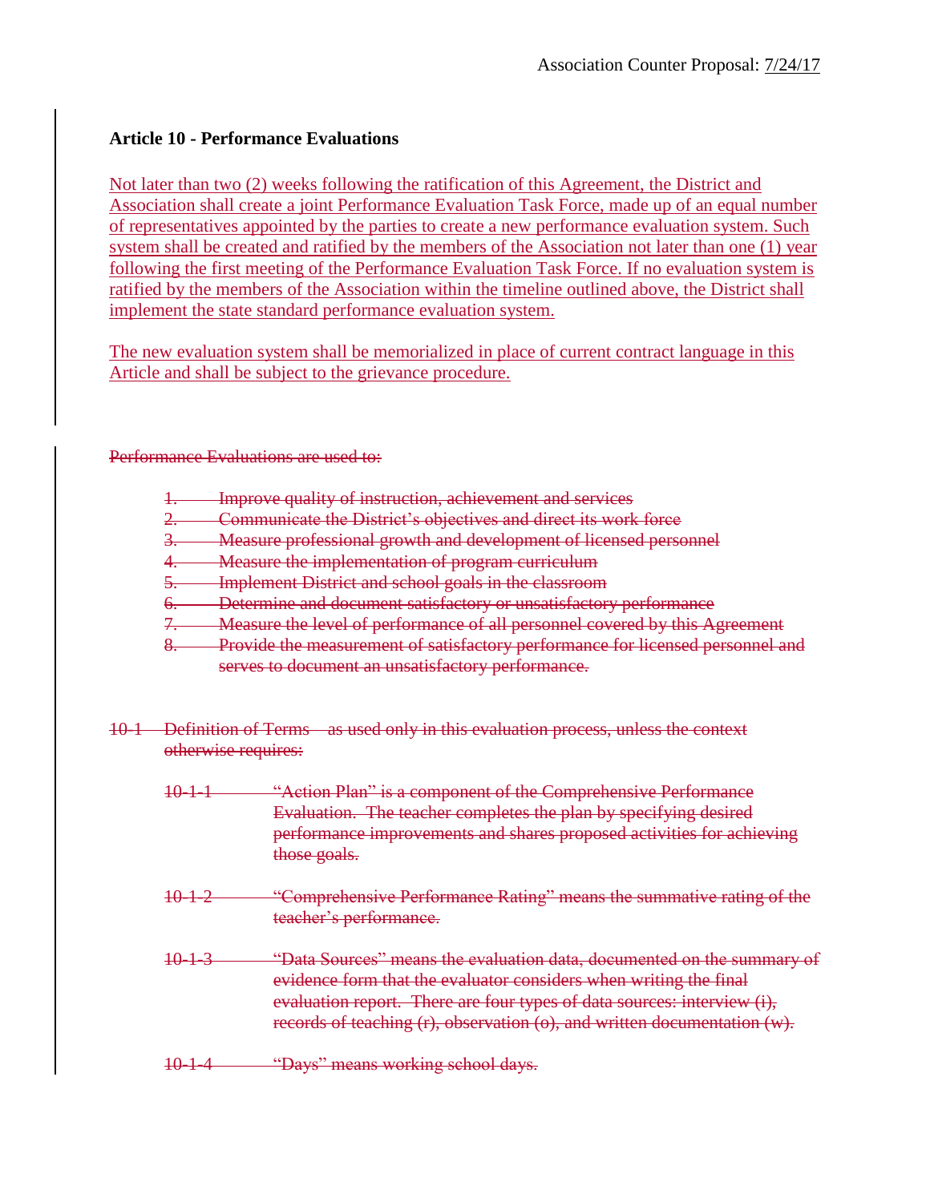Association Counter Proposal: 7/24/17

**Article 10 - Performance Evaluations**

Not later than two (2) weeks following the ratification of this Agreement, the District and Association shall create a joint Performance Evaluation Task Force, made up of an equal number of representatives appointed by the parties to create a new performance evaluation system. Such system shall be created and ratified by the members of the Association not later than one (1) year following the first meeting of the Performance Evaluation Task Force. If no evaluation system is ratified by the members of the Association within the timeline outlined above, the District shall implement the state standard performance evaluation system.

The new evaluation system shall be memorialized in place of current contract language in this Article and shall be subject to the grievance procedure.

~~Performance Evaluations are used to:~~

1. ~~Improve quality of instruction, achievement and services~~
2. ~~Communicate the District's objectives and direct its work force~~
3. ~~Measure professional growth and development of licensed personnel~~
4. ~~Measure the implementation of program curriculum~~
5. ~~Implement District and school goals in the classroom~~
6. ~~Determine and document satisfactory or unsatisfactory performance~~
7. ~~Measure the level of performance of all personnel covered by this Agreement~~
8. ~~Provide the measurement of satisfactory performance for licensed personnel and serves to document an unsatisfactory performance.~~

~~10-1 Definition of Terms – as used only in this evaluation process, unless the context otherwise requires:~~

~~10-1-1 "Action Plan" is a component of the Comprehensive Performance Evaluation. The teacher completes the plan by specifying desired performance improvements and shares proposed activities for achieving those goals.~~

~~10-1-2 "Comprehensive Performance Rating" means the summative rating of the teacher's performance.~~

~~10-1-3 "Data Sources" means the evaluation data, documented on the summary of evidence form that the evaluator considers when writing the final evaluation report. There are four types of data sources: interview (i), records of teaching (r), observation (o), and written documentation (w).~~

~~10-1-4 "Days" means working school days.~~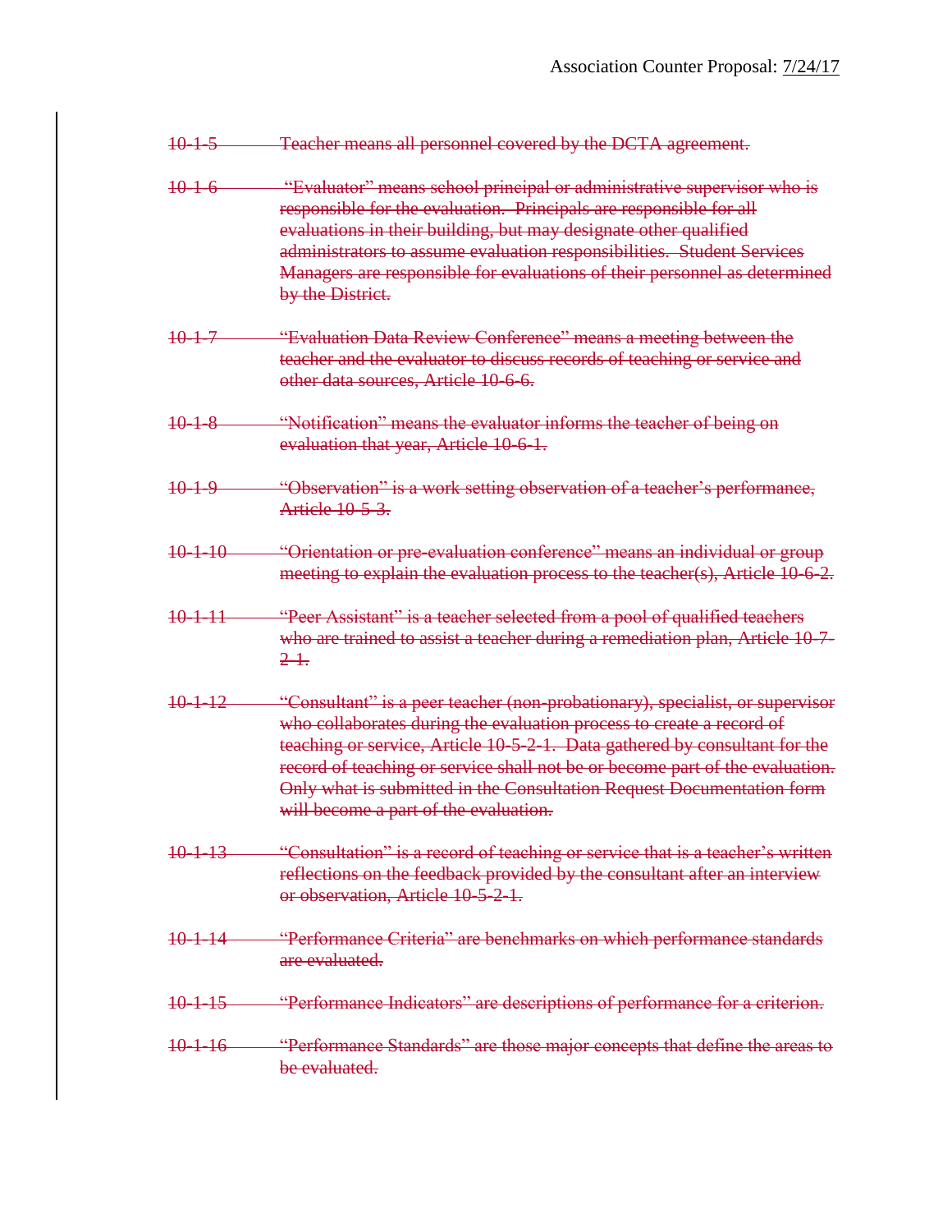~~10-1-5 Teacher means all personnel covered by the DCTA agreement.~~

~~10-1-6 "Evaluator" means school principal or administrative supervisor who is responsible for the evaluation. Principals are responsible for all evaluations in their building, but may designate other qualified administrators to assume evaluation responsibilities. Student Services Managers are responsible for evaluations of their personnel as determined by the District.~~

~~10-1-7 "Evaluation Data Review Conference" means a meeting between the teacher and the evaluator to discuss records of teaching or service and other data sources, Article 10-6-6.~~

~~10-1-8 "Notification" means the evaluator informs the teacher of being on evaluation that year, Article 10-6-1.~~

~~10-1-9 "Observation" is a work setting observation of a teacher's performance, Article 10-5-3.~~

~~10-1-10 "Orientation or pre-evaluation conference" means an individual or group meeting to explain the evaluation process to the teacher(s), Article 10-6-2.~~

~~10-1-11 "Peer Assistant" is a teacher selected from a pool of qualified teachers who are trained to assist a teacher during a remediation plan, Article 10-7-2-1.~~

~~10-1-12 "Consultant" is a peer teacher (non-probationary), specialist, or supervisor who collaborates during the evaluation process to create a record of teaching or service, Article 10-5-2-1. Data gathered by consultant for the record of teaching or service shall not be or become part of the evaluation. Only what is submitted in the Consultation Request Documentation form will become a part of the evaluation.~~

~~10-1-13 "Consultation" is a record of teaching or service that is a teacher's written reflections on the feedback provided by the consultant after an interview or observation, Article 10-5-2-1.~~

~~10-1-14 "Performance Criteria" are benchmarks on which performance standards are evaluated.~~

~~10-1-15 "Performance Indicators" are descriptions of performance for a criterion.~~

~~10-1-16 "Performance Standards" are those major concepts that define the areas to be evaluated.~~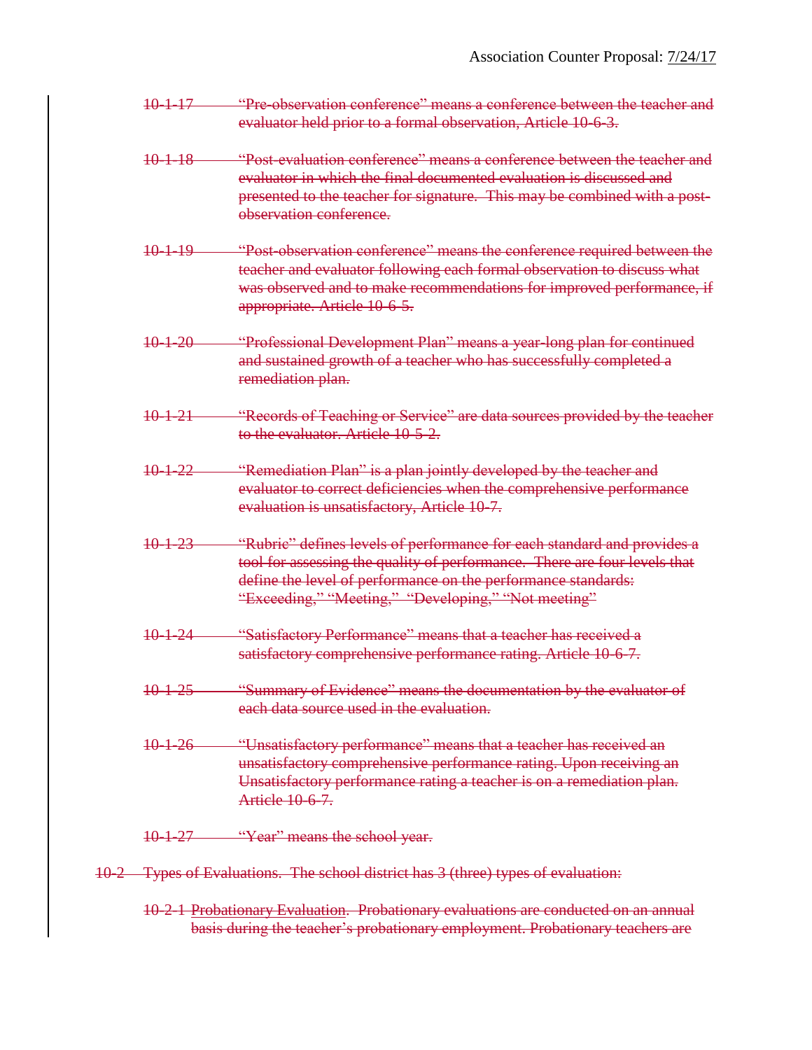~~10-1-17 "Pre-observation conference" means a conference between the teacher and evaluator held prior to a formal observation, Article 10-6-3.~~

~~10-1-18 "Post-evaluation conference" means a conference between the teacher and evaluator in which the final documented evaluation is discussed and presented to the teacher for signature. This may be combined with a post-observation conference.~~

~~10-1-19 "Post-observation conference" means the conference required between the teacher and evaluator following each formal observation to discuss what was observed and to make recommendations for improved performance, if appropriate. Article 10-6-5.~~

~~10-1-20 "Professional Development Plan" means a year-long plan for continued and sustained growth of a teacher who has successfully completed a remediation plan.~~

~~10-1-21 "Records of Teaching or Service" are data sources provided by the teacher to the evaluator. Article 10-5-2.~~

~~10-1-22 "Remediation Plan" is a plan jointly developed by the teacher and evaluator to correct deficiencies when the comprehensive performance evaluation is unsatisfactory, Article 10-7.~~

~~10-1-23 "Rubric" defines levels of performance for each standard and provides a tool for assessing the quality of performance. There are four levels that define the level of performance on the performance standards: "Exceeding," "Meeting," "Developing," "Not meeting"~~

~~10-1-24 "Satisfactory Performance" means that a teacher has received a satisfactory comprehensive performance rating. Article 10-6-7.~~

~~10-1-25 "Summary of Evidence" means the documentation by the evaluator of each data source used in the evaluation.~~

~~10-1-26 "Unsatisfactory performance" means that a teacher has received an unsatisfactory comprehensive performance rating. Upon receiving an Unsatisfactory performance rating a teacher is on a remediation plan. Article 10-6-7.~~

~~10-1-27 "Year" means the school year.~~

~~10-2 Types of Evaluations. The school district has 3 (three) types of evaluation:~~

~~10-2-1 Probationary Evaluation. Probationary evaluations are conducted on an annual basis during the teacher's probationary employment. Probationary teachers are~~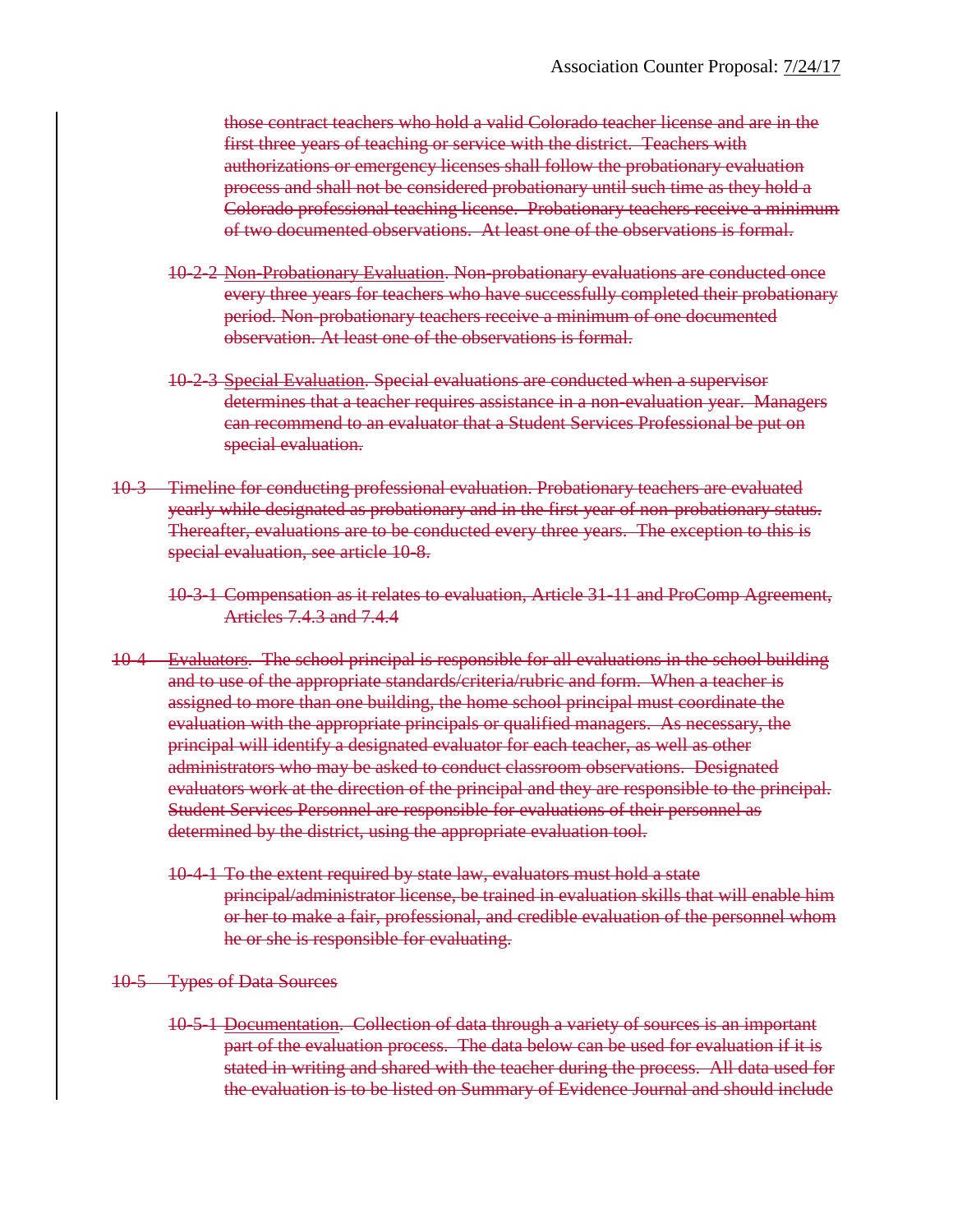~~those contract teachers who hold a valid Colorado teacher license and are in the first three years of teaching or service with the district. Teachers with authorizations or emergency licenses shall follow the probationary evaluation process and shall not be considered probationary until such time as they hold a Colorado professional teaching license. Probationary teachers receive a minimum of two documented observations. At least one of the observations is formal.~~

~~10-2-2 Non-Probationary Evaluation. Non-probationary evaluations are conducted once every three years for teachers who have successfully completed their probationary period. Non-probationary teachers receive a minimum of one documented observation. At least one of the observations is formal.~~

~~10-2-3 Special Evaluation. Special evaluations are conducted when a supervisor determines that a teacher requires assistance in a non-evaluation year. Managers can recommend to an evaluator that a Student Services Professional be put on special evaluation.~~

~~10-3 Timeline for conducting professional evaluation. Probationary teachers are evaluated yearly while designated as probationary and in the first year of non-probationary status. Thereafter, evaluations are to be conducted every three years. The exception to this is special evaluation, see article 10-8.~~

~~10-3-1 Compensation as it relates to evaluation, Article 31-11 and ProComp Agreement, Articles 7.4.3 and 7.4.4~~

~~10-4 Evaluators. The school principal is responsible for all evaluations in the school building and to use of the appropriate standards/criteria/rubric and form. When a teacher is assigned to more than one building, the home school principal must coordinate the evaluation with the appropriate principals or qualified managers. As necessary, the principal will identify a designated evaluator for each teacher, as well as other administrators who may be asked to conduct classroom observations. Designated evaluators work at the direction of the principal and they are responsible to the principal. Student Services Personnel are responsible for evaluations of their personnel as determined by the district, using the appropriate evaluation tool.~~

~~10-4-1 To the extent required by state law, evaluators must hold a state principal/administrator license, be trained in evaluation skills that will enable him or her to make a fair, professional, and credible evaluation of the personnel whom he or she is responsible for evaluating.~~

~~10-5 Types of Data Sources~~

~~10-5-1 Documentation. Collection of data through a variety of sources is an important part of the evaluation process. The data below can be used for evaluation if it is stated in writing and shared with the teacher during the process. All data used for the evaluation is to be listed on Summary of Evidence Journal and should include~~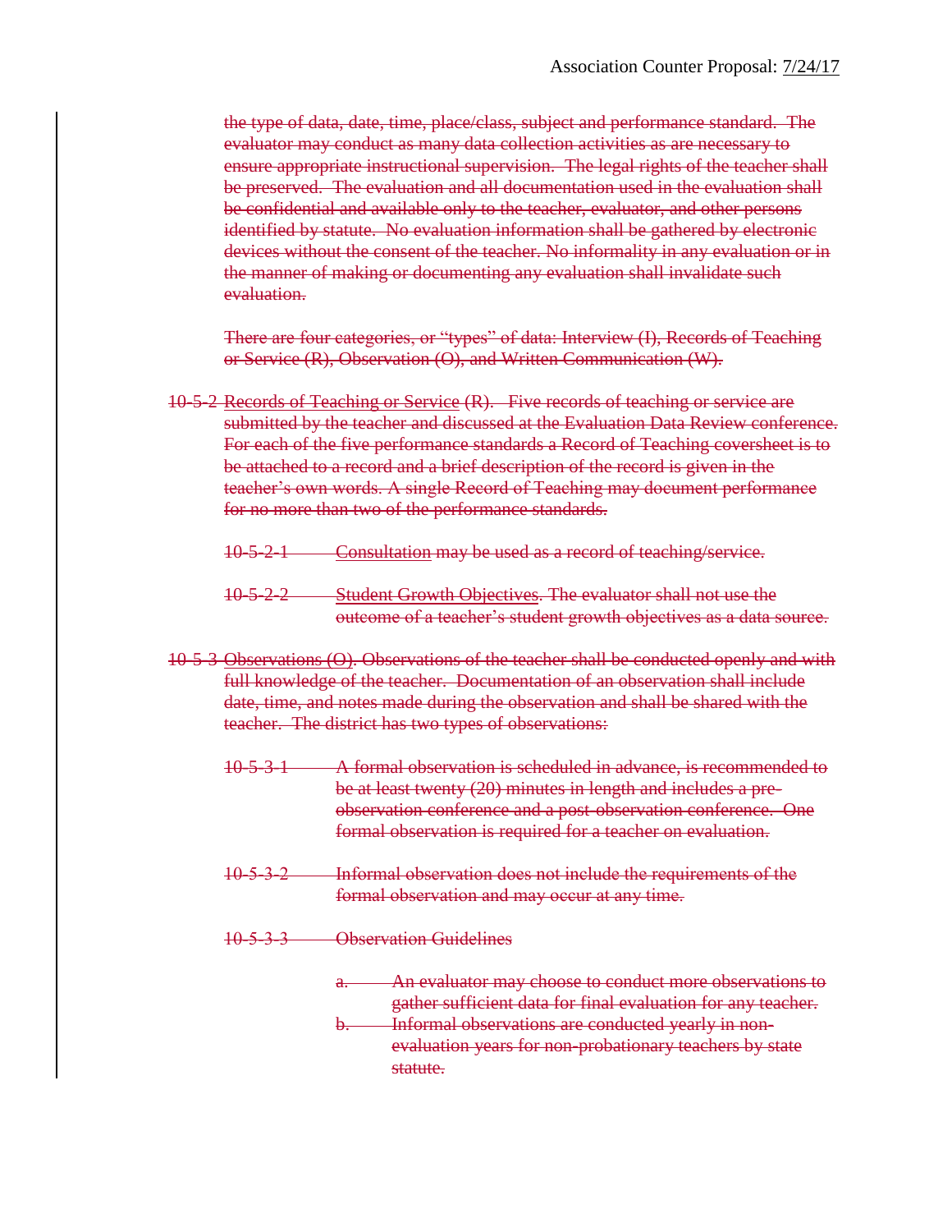~~the type of data, date, time, place/class, subject and performance standard. The evaluator may conduct as many data collection activities as are necessary to ensure appropriate instructional supervision. The legal rights of the teacher shall be preserved. The evaluation and all documentation used in the evaluation shall be confidential and available only to the teacher, evaluator, and other persons identified by statute. No evaluation information shall be gathered by electronic devices without the consent of the teacher. No informality in any evaluation or in the manner of making or documenting any evaluation shall invalidate such evaluation.~~

~~There are four categories, or "types" of data: Interview (I), Records of Teaching or Service (R), Observation (O), and Written Communication (W).~~

~~10-5-2 Records of Teaching or Service (R). Five records of teaching or service are submitted by the teacher and discussed at the Evaluation Data Review conference. For each of the five performance standards a Record of Teaching coversheet is to be attached to a record and a brief description of the record is given in the teacher's own words. A single Record of Teaching may document performance for no more than two of the performance standards.~~

~~10-5-2-1 Consultation may be used as a record of teaching/service.~~

~~10-5-2-2 Student Growth Objectives. The evaluator shall not use the outcome of a teacher's student growth objectives as a data source.~~

~~10-5-3 Observations (O). Observations of the teacher shall be conducted openly and with full knowledge of the teacher. Documentation of an observation shall include date, time, and notes made during the observation and shall be shared with the teacher. The district has two types of observations:~~

~~10-5-3-1 A formal observation is scheduled in advance, is recommended to be at least twenty (20) minutes in length and includes a pre-observation conference and a post-observation conference. One formal observation is required for a teacher on evaluation.~~

~~10-5-3-2 Informal observation does not include the requirements of the formal observation and may occur at any time.~~

~~10-5-3-3 Observation Guidelines~~

~~a. An evaluator may choose to conduct more observations to gather sufficient data for final evaluation for any teacher.~~
~~b. Informal observations are conducted yearly in non-evaluation years for non-probationary teachers by state statute.~~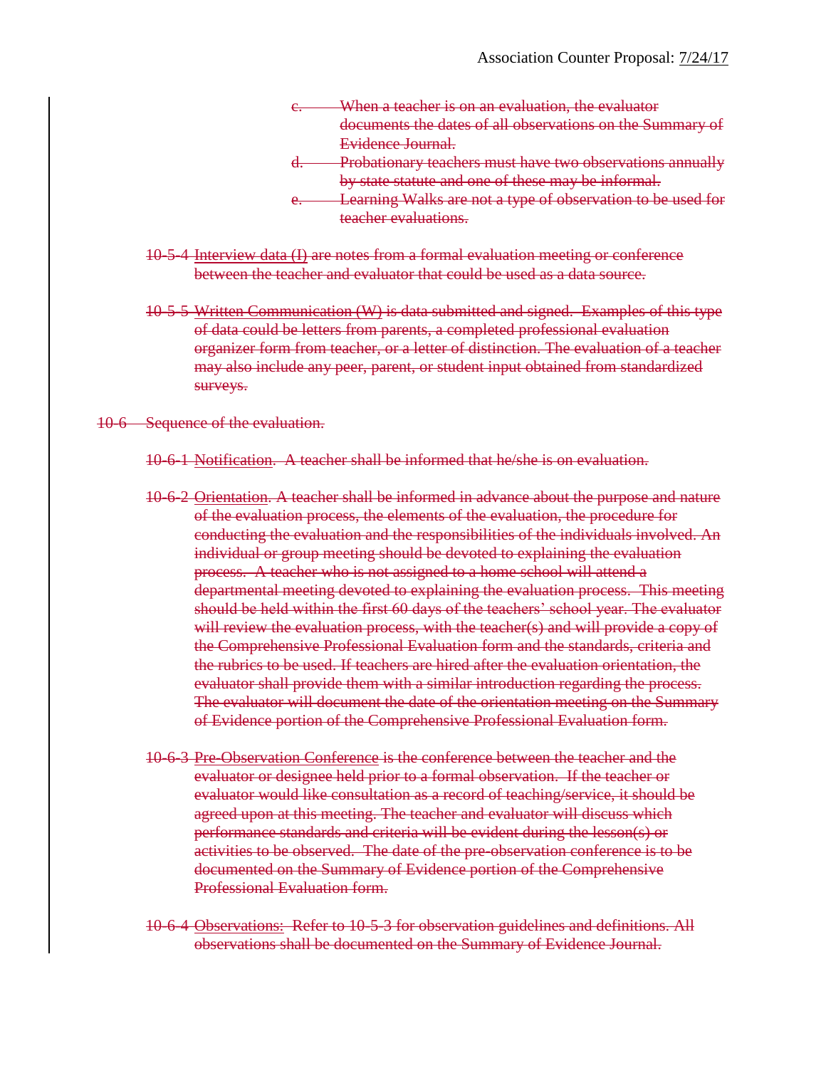Association Counter Proposal: 7/24/17

~~c. When a teacher is on an evaluation, the evaluator documents the dates of all observations on the Summary of Evidence Journal.~~

~~d. Probationary teachers must have two observations annually by state statute and one of these may be informal.~~

~~e. Learning Walks are not a type of observation to be used for teacher evaluations.~~

~~10-5-4 Interview data (I) are notes from a formal evaluation meeting or conference between the teacher and evaluator that could be used as a data source.~~

~~10-5-5 Written Communication (W) is data submitted and signed. Examples of this type of data could be letters from parents, a completed professional evaluation organizer form from teacher, or a letter of distinction. The evaluation of a teacher may also include any peer, parent, or student input obtained from standardized surveys.~~

~~10-6 Sequence of the evaluation.~~

~~10-6-1 Notification. A teacher shall be informed that he/she is on evaluation.~~

~~10-6-2 Orientation. A teacher shall be informed in advance about the purpose and nature of the evaluation process, the elements of the evaluation, the procedure for conducting the evaluation and the responsibilities of the individuals involved. An individual or group meeting should be devoted to explaining the evaluation process. A teacher who is not assigned to a home school will attend a departmental meeting devoted to explaining the evaluation process. This meeting should be held within the first 60 days of the teachers' school year. The evaluator will review the evaluation process, with the teacher(s) and will provide a copy of the Comprehensive Professional Evaluation form and the standards, criteria and the rubrics to be used. If teachers are hired after the evaluation orientation, the evaluator shall provide them with a similar introduction regarding the process. The evaluator will document the date of the orientation meeting on the Summary of Evidence portion of the Comprehensive Professional Evaluation form.~~

~~10-6-3 Pre-Observation Conference is the conference between the teacher and the evaluator or designee held prior to a formal observation. If the teacher or evaluator would like consultation as a record of teaching/service, it should be agreed upon at this meeting. The teacher and evaluator will discuss which performance standards and criteria will be evident during the lesson(s) or activities to be observed. The date of the pre-observation conference is to be documented on the Summary of Evidence portion of the Comprehensive Professional Evaluation form.~~

~~10-6-4 Observations: Refer to 10-5-3 for observation guidelines and definitions. All observations shall be documented on the Summary of Evidence Journal.~~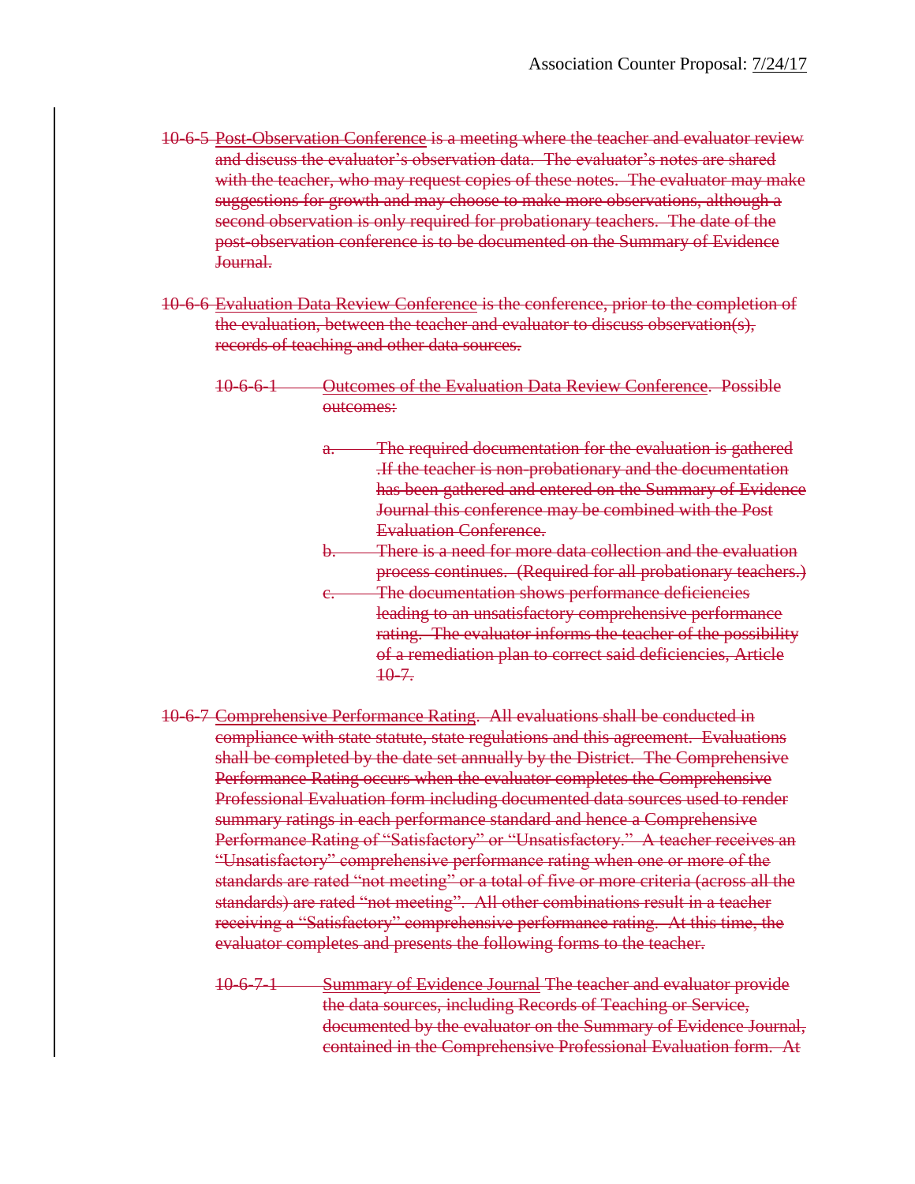~~10-6-5 Post-Observation Conference is a meeting where the teacher and evaluator review and discuss the evaluator's observation data. The evaluator's notes are shared with the teacher, who may request copies of these notes. The evaluator may make suggestions for growth and may choose to make more observations, although a second observation is only required for probationary teachers. The date of the post-observation conference is to be documented on the Summary of Evidence Journal.~~

~~10-6-6 Evaluation Data Review Conference is the conference, prior to the completion of the evaluation, between the teacher and evaluator to discuss observation(s), records of teaching and other data sources.~~

~~10-6-6-1 Outcomes of the Evaluation Data Review Conference. Possible outcomes:~~

~~a. The required documentation for the evaluation is gathered .If the teacher is non-probationary and the documentation has been gathered and entered on the Summary of Evidence Journal this conference may be combined with the Post Evaluation Conference.~~

~~b. There is a need for more data collection and the evaluation process continues. (Required for all probationary teachers.)~~

~~c. The documentation shows performance deficiencies leading to an unsatisfactory comprehensive performance rating. The evaluator informs the teacher of the possibility of a remediation plan to correct said deficiencies, Article 10-7.~~

~~10-6-7 Comprehensive Performance Rating. All evaluations shall be conducted in compliance with state statute, state regulations and this agreement. Evaluations shall be completed by the date set annually by the District. The Comprehensive Performance Rating occurs when the evaluator completes the Comprehensive Professional Evaluation form including documented data sources used to render summary ratings in each performance standard and hence a Comprehensive Performance Rating of "Satisfactory" or "Unsatisfactory." A teacher receives an "Unsatisfactory" comprehensive performance rating when one or more of the standards are rated "not meeting" or a total of five or more criteria (across all the standards) are rated "not meeting". All other combinations result in a teacher receiving a "Satisfactory" comprehensive performance rating. At this time, the evaluator completes and presents the following forms to the teacher.~~

~~10-6-7-1 Summary of Evidence Journal The teacher and evaluator provide the data sources, including Records of Teaching or Service, documented by the evaluator on the Summary of Evidence Journal, contained in the Comprehensive Professional Evaluation form. At~~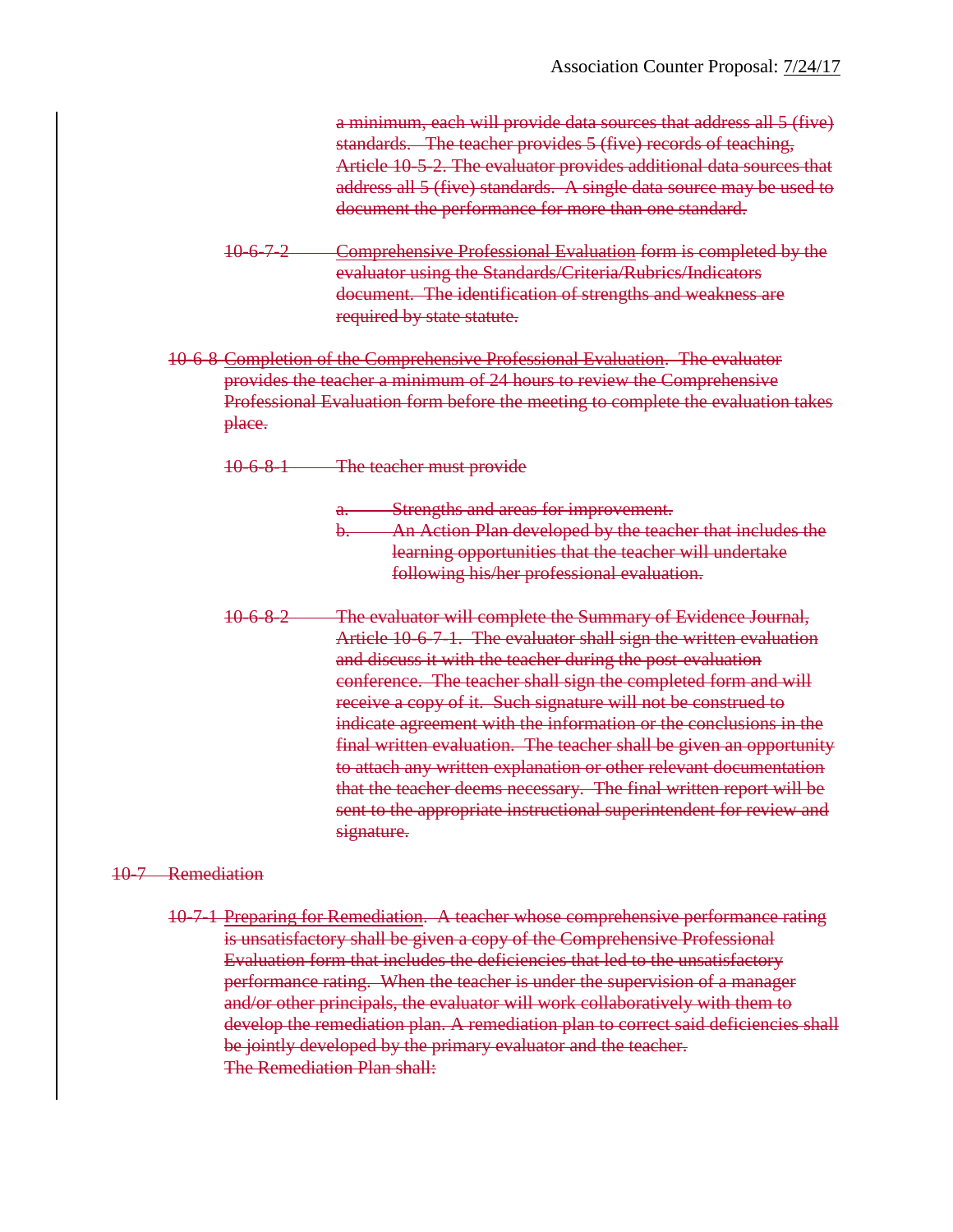a minimum, each will provide data sources that address all 5 (five) standards. The teacher provides 5 (five) records of teaching, Article 10-5-2. The evaluator provides additional data sources that address all 5 (five) standards. A single data source may be used to document the performance for more than one standard.

10-6-7-2 Comprehensive Professional Evaluation form is completed by the evaluator using the Standards/Criteria/Rubrics/Indicators document. The identification of strengths and weakness are required by state statute.

10-6-8 Completion of the Comprehensive Professional Evaluation. The evaluator provides the teacher a minimum of 24 hours to review the Comprehensive Professional Evaluation form before the meeting to complete the evaluation takes place.

10-6-8-1 The teacher must provide

a. Strengths and areas for improvement.
b. An Action Plan developed by the teacher that includes the learning opportunities that the teacher will undertake following his/her professional evaluation.

10-6-8-2 The evaluator will complete the Summary of Evidence Journal, Article 10-6-7-1. The evaluator shall sign the written evaluation and discuss it with the teacher during the post-evaluation conference. The teacher shall sign the completed form and will receive a copy of it. Such signature will not be construed to indicate agreement with the information or the conclusions in the final written evaluation. The teacher shall be given an opportunity to attach any written explanation or other relevant documentation that the teacher deems necessary. The final written report will be sent to the appropriate instructional superintendent for review and signature.

10-7 Remediation

10-7-1 Preparing for Remediation. A teacher whose comprehensive performance rating is unsatisfactory shall be given a copy of the Comprehensive Professional Evaluation form that includes the deficiencies that led to the unsatisfactory performance rating. When the teacher is under the supervision of a manager and/or other principals, the evaluator will work collaboratively with them to develop the remediation plan. A remediation plan to correct said deficiencies shall be jointly developed by the primary evaluator and the teacher.
The Remediation Plan shall: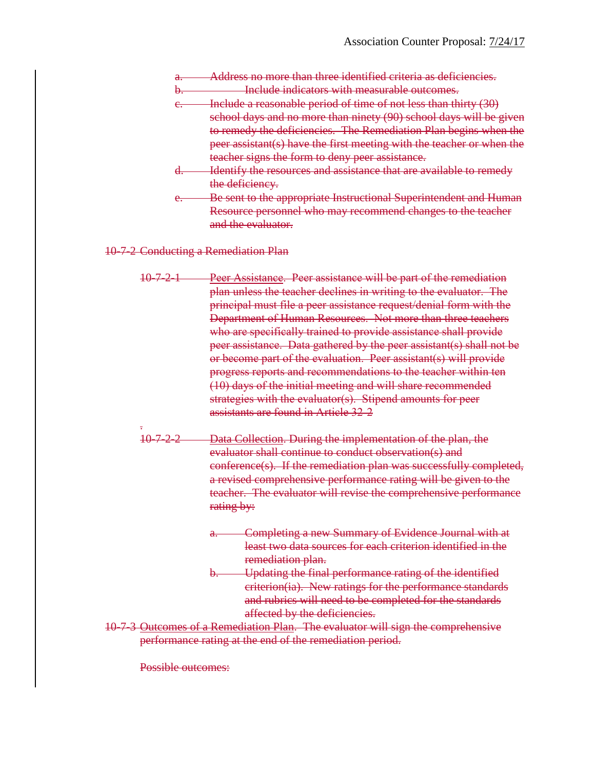~~a. Address no more than three identified criteria as deficiencies.~~

~~b. Include indicators with measurable outcomes.~~

~~c. Include a reasonable period of time of not less than thirty (30) school days and no more than ninety (90) school days will be given to remedy the deficiencies. The Remediation Plan begins when the peer assistant(s) have the first meeting with the teacher or when the teacher signs the form to deny peer assistance.~~

~~d. Identify the resources and assistance that are available to remedy the deficiency.~~

~~e. Be sent to the appropriate Instructional Superintendent and Human Resource personnel who may recommend changes to the teacher and the evaluator.~~

~~10-7-2 Conducting a Remediation Plan~~

~~10-7-2-1 Peer Assistance. Peer assistance will be part of the remediation plan unless the teacher declines in writing to the evaluator. The principal must file a peer assistance request/denial form with the Department of Human Resources. Not more than three teachers who are specifically trained to provide assistance shall provide peer assistance. Data gathered by the peer assistant(s) shall not be or become part of the evaluation. Peer assistant(s) will provide progress reports and recommendations to the teacher within ten (10) days of the initial meeting and will share recommended strategies with the evaluator(s). Stipend amounts for peer assistants are found in Article 32-2~~

~~10-7-2-2 Data Collection. During the implementation of the plan, the evaluator shall continue to conduct observation(s) and conference(s). If the remediation plan was successfully completed, a revised comprehensive performance rating will be given to the teacher. The evaluator will revise the comprehensive performance rating by:~~

~~a. Completing a new Summary of Evidence Journal with at least two data sources for each criterion identified in the remediation plan.~~

~~b. Updating the final performance rating of the identified criterion(ia). New ratings for the performance standards and rubrics will need to be completed for the standards affected by the deficiencies.~~

~~10-7-3 Outcomes of a Remediation Plan. The evaluator will sign the comprehensive performance rating at the end of the remediation period.~~

~~Possible outcomes:~~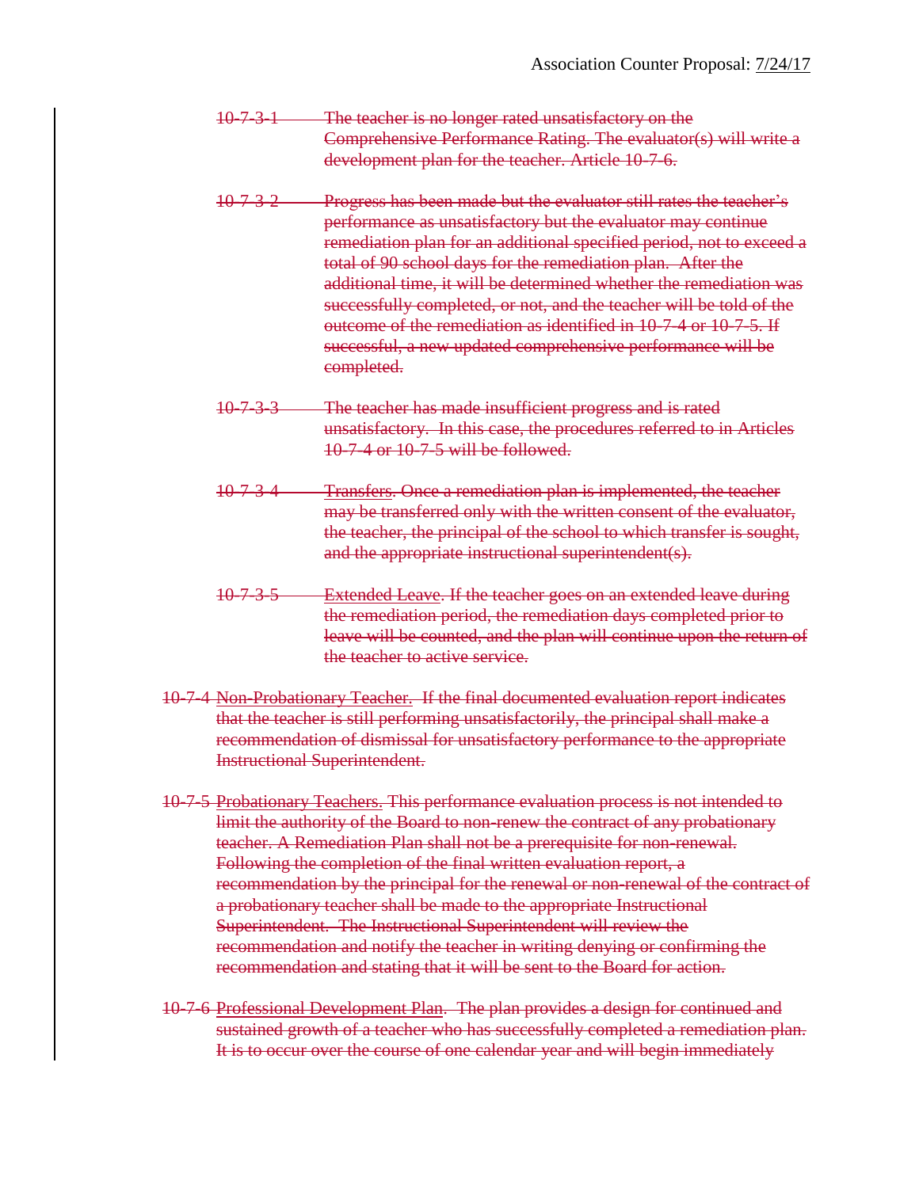~~10-7-3-1 The teacher is no longer rated unsatisfactory on the Comprehensive Performance Rating. The evaluator(s) will write a development plan for the teacher. Article 10-7-6.~~

~~10-7-3-2 Progress has been made but the evaluator still rates the teacher's performance as unsatisfactory but the evaluator may continue remediation plan for an additional specified period, not to exceed a total of 90 school days for the remediation plan. After the additional time, it will be determined whether the remediation was successfully completed, or not, and the teacher will be told of the outcome of the remediation as identified in 10-7-4 or 10-7-5. If successful, a new updated comprehensive performance will be completed.~~

~~10-7-3-3 The teacher has made insufficient progress and is rated unsatisfactory. In this case, the procedures referred to in Articles 10-7-4 or 10-7-5 will be followed.~~

~~10-7-3-4 Transfers. Once a remediation plan is implemented, the teacher may be transferred only with the written consent of the evaluator, the teacher, the principal of the school to which transfer is sought, and the appropriate instructional superintendent(s).~~

~~10-7-3-5 Extended Leave. If the teacher goes on an extended leave during the remediation period, the remediation days completed prior to leave will be counted, and the plan will continue upon the return of the teacher to active service.~~

~~10-7-4 Non-Probationary Teacher. If the final documented evaluation report indicates that the teacher is still performing unsatisfactorily, the principal shall make a recommendation of dismissal for unsatisfactory performance to the appropriate Instructional Superintendent.~~

~~10-7-5 Probationary Teachers. This performance evaluation process is not intended to limit the authority of the Board to non-renew the contract of any probationary teacher. A Remediation Plan shall not be a prerequisite for non-renewal. Following the completion of the final written evaluation report, a recommendation by the principal for the renewal or non-renewal of the contract of a probationary teacher shall be made to the appropriate Instructional Superintendent. The Instructional Superintendent will review the recommendation and notify the teacher in writing denying or confirming the recommendation and stating that it will be sent to the Board for action.~~

~~10-7-6 Professional Development Plan. The plan provides a design for continued and sustained growth of a teacher who has successfully completed a remediation plan. It is to occur over the course of one calendar year and will begin immediately~~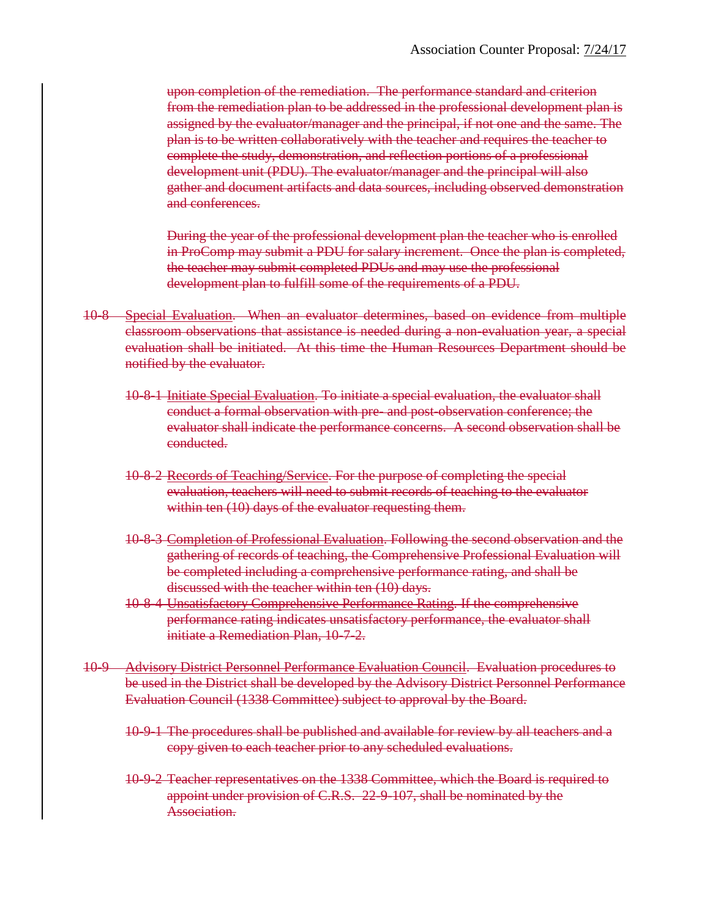~~upon completion of the remediation. The performance standard and criterion from the remediation plan to be addressed in the professional development plan is assigned by the evaluator/manager and the principal, if not one and the same. The plan is to be written collaboratively with the teacher and requires the teacher to complete the study, demonstration, and reflection portions of a professional development unit (PDU). The evaluator/manager and the principal will also gather and document artifacts and data sources, including observed demonstration and conferences.~~

~~During the year of the professional development plan the teacher who is enrolled in ProComp may submit a PDU for salary increment. Once the plan is completed, the teacher may submit completed PDUs and may use the professional development plan to fulfill some of the requirements of a PDU.~~

~~10-8 Special Evaluation. When an evaluator determines, based on evidence from multiple classroom observations that assistance is needed during a non-evaluation year, a special evaluation shall be initiated. At this time the Human Resources Department should be notified by the evaluator.~~

~~10-8-1 Initiate Special Evaluation. To initiate a special evaluation, the evaluator shall conduct a formal observation with pre- and post-observation conference; the evaluator shall indicate the performance concerns. A second observation shall be conducted.~~

~~10-8-2 Records of Teaching/Service. For the purpose of completing the special evaluation, teachers will need to submit records of teaching to the evaluator within ten (10) days of the evaluator requesting them.~~

~~10-8-3 Completion of Professional Evaluation. Following the second observation and the gathering of records of teaching, the Comprehensive Professional Evaluation will be completed including a comprehensive performance rating, and shall be discussed with the teacher within ten (10) days.~~

~~10-8-4 Unsatisfactory Comprehensive Performance Rating. If the comprehensive performance rating indicates unsatisfactory performance, the evaluator shall initiate a Remediation Plan, 10-7-2.~~

~~10-9 Advisory District Personnel Performance Evaluation Council. Evaluation procedures to be used in the District shall be developed by the Advisory District Personnel Performance Evaluation Council (1338 Committee) subject to approval by the Board.~~

~~10-9-1 The procedures shall be published and available for review by all teachers and a copy given to each teacher prior to any scheduled evaluations.~~

~~10-9-2 Teacher representatives on the 1338 Committee, which the Board is required to appoint under provision of C.R.S. 22-9-107, shall be nominated by the Association.~~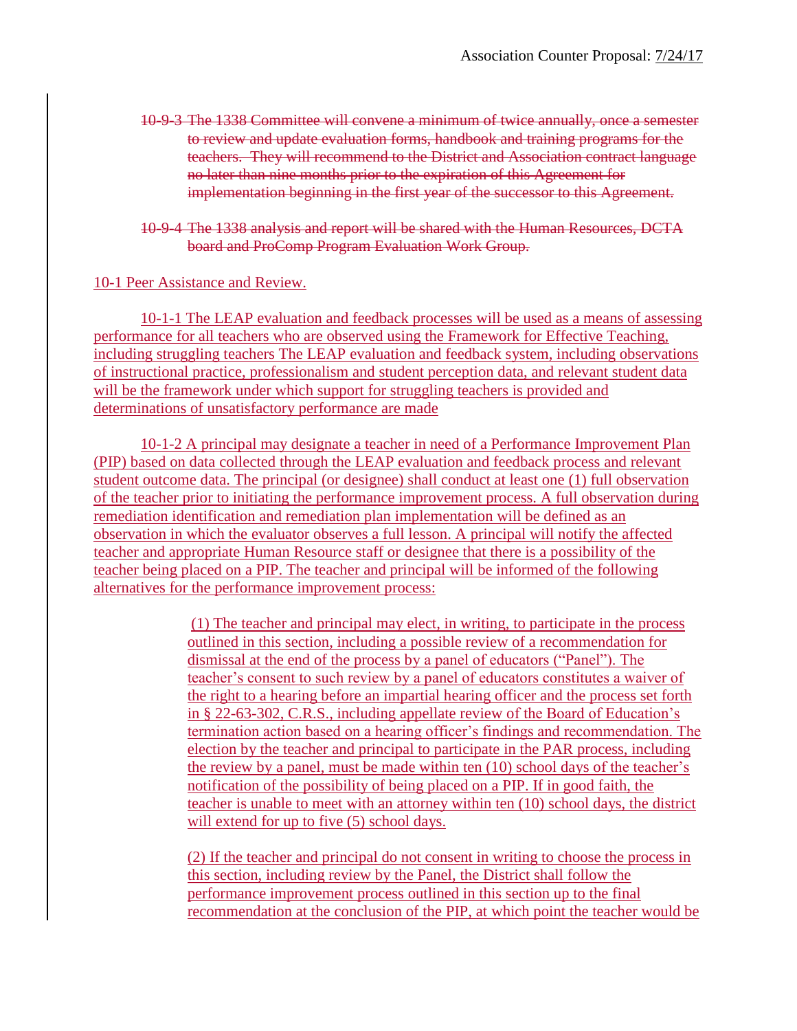~~10-9-3 The 1338 Committee will convene a minimum of twice annually, once a semester to review and update evaluation forms, handbook and training programs for the teachers. They will recommend to the District and Association contract language no later than nine months prior to the expiration of this Agreement for implementation beginning in the first year of the successor to this Agreement.~~

~~10-9-4 The 1338 analysis and report will be shared with the Human Resources, DCTA board and ProComp Program Evaluation Work Group.~~

10-1 Peer Assistance and Review.

10-1-1 The LEAP evaluation and feedback processes will be used as a means of assessing performance for all teachers who are observed using the Framework for Effective Teaching, including struggling teachers The LEAP evaluation and feedback system, including observations of instructional practice, professionalism and student perception data, and relevant student data will be the framework under which support for struggling teachers is provided and determinations of unsatisfactory performance are made

10-1-2 A principal may designate a teacher in need of a Performance Improvement Plan (PIP) based on data collected through the LEAP evaluation and feedback process and relevant student outcome data. The principal (or designee) shall conduct at least one (1) full observation of the teacher prior to initiating the performance improvement process. A full observation during remediation identification and remediation plan implementation will be defined as an observation in which the evaluator observes a full lesson. A principal will notify the affected teacher and appropriate Human Resource staff or designee that there is a possibility of the teacher being placed on a PIP. The teacher and principal will be informed of the following alternatives for the performance improvement process:

(1) The teacher and principal may elect, in writing, to participate in the process outlined in this section, including a possible review of a recommendation for dismissal at the end of the process by a panel of educators ("Panel"). The teacher's consent to such review by a panel of educators constitutes a waiver of the right to a hearing before an impartial hearing officer and the process set forth in § 22-63-302, C.R.S., including appellate review of the Board of Education's termination action based on a hearing officer's findings and recommendation. The election by the teacher and principal to participate in the PAR process, including the review by a panel, must be made within ten (10) school days of the teacher's notification of the possibility of being placed on a PIP. If in good faith, the teacher is unable to meet with an attorney within ten (10) school days, the district will extend for up to five (5) school days.

(2) If the teacher and principal do not consent in writing to choose the process in this section, including review by the Panel, the District shall follow the performance improvement process outlined in this section up to the final recommendation at the conclusion of the PIP, at which point the teacher would be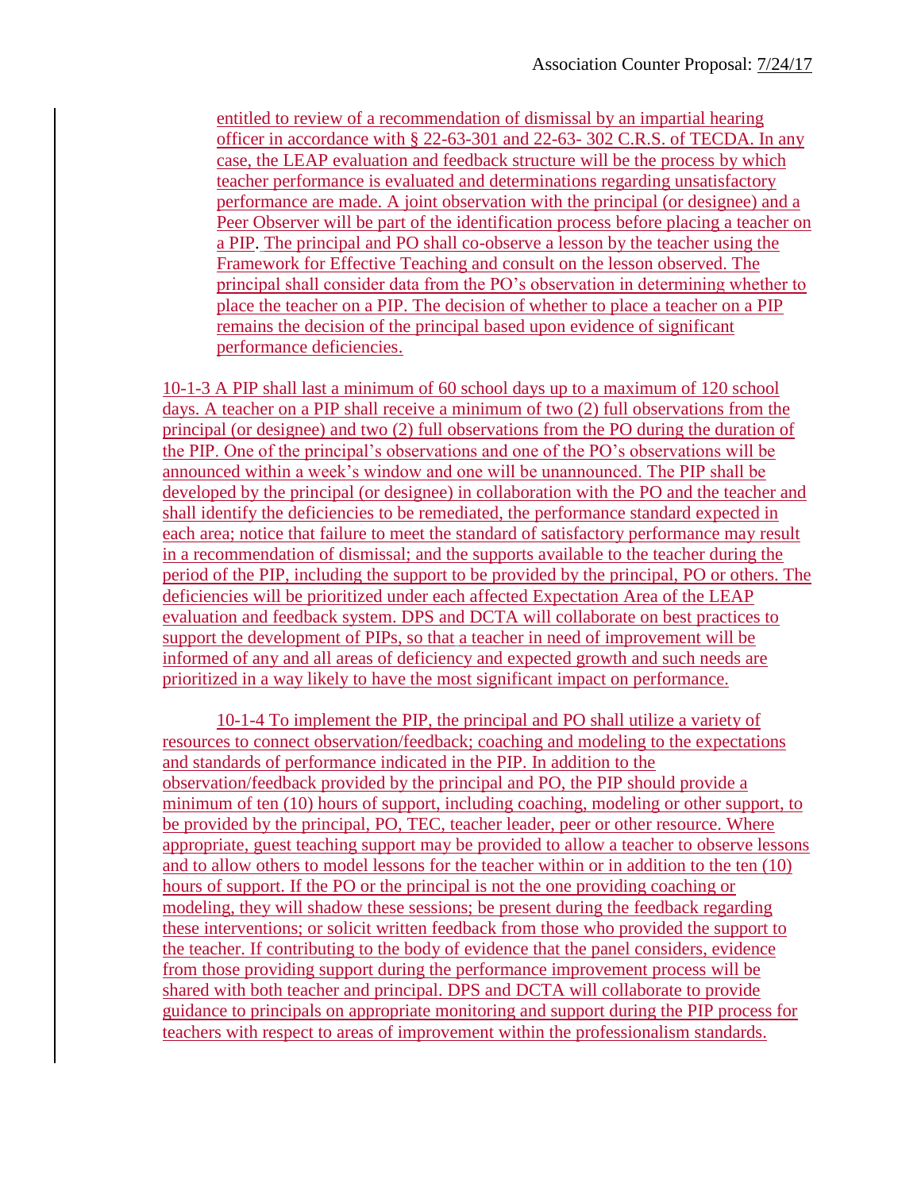entitled to review of a recommendation of dismissal by an impartial hearing officer in accordance with § 22-63-301 and 22-63- 302 C.R.S. of TECDA. In any case, the LEAP evaluation and feedback structure will be the process by which teacher performance is evaluated and determinations regarding unsatisfactory performance are made. A joint observation with the principal (or designee) and a Peer Observer will be part of the identification process before placing a teacher on a PIP. The principal and PO shall co-observe a lesson by the teacher using the Framework for Effective Teaching and consult on the lesson observed. The principal shall consider data from the PO's observation in determining whether to place the teacher on a PIP. The decision of whether to place a teacher on a PIP remains the decision of the principal based upon evidence of significant performance deficiencies.

10-1-3 A PIP shall last a minimum of 60 school days up to a maximum of 120 school days. A teacher on a PIP shall receive a minimum of two (2) full observations from the principal (or designee) and two (2) full observations from the PO during the duration of the PIP. One of the principal's observations and one of the PO's observations will be announced within a week's window and one will be unannounced. The PIP shall be developed by the principal (or designee) in collaboration with the PO and the teacher and shall identify the deficiencies to be remediated, the performance standard expected in each area; notice that failure to meet the standard of satisfactory performance may result in a recommendation of dismissal; and the supports available to the teacher during the period of the PIP, including the support to be provided by the principal, PO or others. The deficiencies will be prioritized under each affected Expectation Area of the LEAP evaluation and feedback system. DPS and DCTA will collaborate on best practices to support the development of PIPs, so that a teacher in need of improvement will be informed of any and all areas of deficiency and expected growth and such needs are prioritized in a way likely to have the most significant impact on performance.

10-1-4 To implement the PIP, the principal and PO shall utilize a variety of resources to connect observation/feedback; coaching and modeling to the expectations and standards of performance indicated in the PIP. In addition to the observation/feedback provided by the principal and PO, the PIP should provide a minimum of ten (10) hours of support, including coaching, modeling or other support, to be provided by the principal, PO, TEC, teacher leader, peer or other resource. Where appropriate, guest teaching support may be provided to allow a teacher to observe lessons and to allow others to model lessons for the teacher within or in addition to the ten (10) hours of support. If the PO or the principal is not the one providing coaching or modeling, they will shadow these sessions; be present during the feedback regarding these interventions; or solicit written feedback from those who provided the support to the teacher. If contributing to the body of evidence that the panel considers, evidence from those providing support during the performance improvement process will be shared with both teacher and principal. DPS and DCTA will collaborate to provide guidance to principals on appropriate monitoring and support during the PIP process for teachers with respect to areas of improvement within the professionalism standards.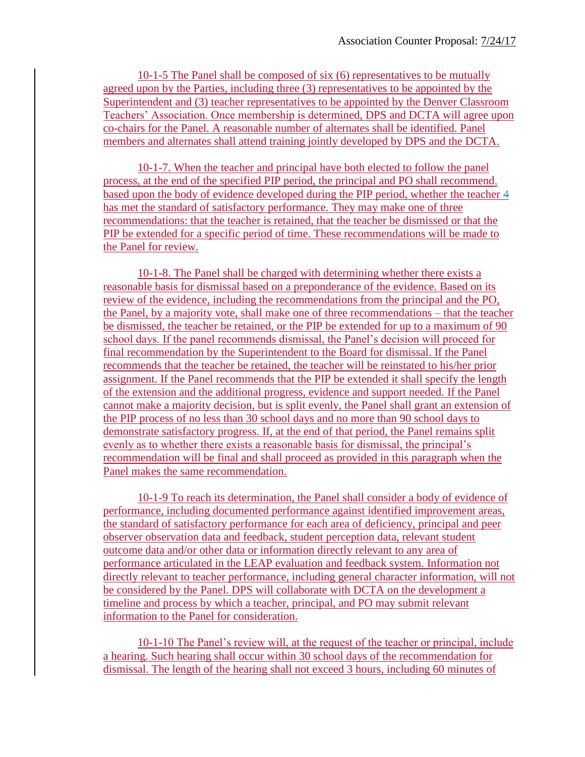10-1-5 The Panel shall be composed of six (6) representatives to be mutually agreed upon by the Parties, including three (3) representatives to be appointed by the Superintendent and (3) teacher representatives to be appointed by the Denver Classroom Teachers' Association. Once membership is determined, DPS and DCTA will agree upon co-chairs for the Panel. A reasonable number of alternates shall be identified. Panel members and alternates shall attend training jointly developed by DPS and the DCTA.

10-1-7. When the teacher and principal have both elected to follow the panel process, at the end of the specified PIP period, the principal and PO shall recommend, based upon the body of evidence developed during the PIP period, whether the teacher 4 has met the standard of satisfactory performance. They may make one of three recommendations: that the teacher is retained, that the teacher be dismissed or that the PIP be extended for a specific period of time. These recommendations will be made to the Panel for review.

10-1-8. The Panel shall be charged with determining whether there exists a reasonable basis for dismissal based on a preponderance of the evidence. Based on its review of the evidence, including the recommendations from the principal and the PO, the Panel, by a majority vote, shall make one of three recommendations – that the teacher be dismissed, the teacher be retained, or the PIP be extended for up to a maximum of 90 school days. If the panel recommends dismissal, the Panel's decision will proceed for final recommendation by the Superintendent to the Board for dismissal. If the Panel recommends that the teacher be retained, the teacher will be reinstated to his/her prior assignment. If the Panel recommends that the PIP be extended it shall specify the length of the extension and the additional progress, evidence and support needed. If the Panel cannot make a majority decision, but is split evenly, the Panel shall grant an extension of the PIP process of no less than 30 school days and no more than 90 school days to demonstrate satisfactory progress. If, at the end of that period, the Panel remains split evenly as to whether there exists a reasonable basis for dismissal, the principal's recommendation will be final and shall proceed as provided in this paragraph when the Panel makes the same recommendation.

10-1-9 To reach its determination, the Panel shall consider a body of evidence of performance, including documented performance against identified improvement areas, the standard of satisfactory performance for each area of deficiency, principal and peer observer observation data and feedback, student perception data, relevant student outcome data and/or other data or information directly relevant to any area of performance articulated in the LEAP evaluation and feedback system. Information not directly relevant to teacher performance, including general character information, will not be considered by the Panel. DPS will collaborate with DCTA on the development a timeline and process by which a teacher, principal, and PO may submit relevant information to the Panel for consideration.

10-1-10 The Panel's review will, at the request of the teacher or principal, include a hearing. Such hearing shall occur within 30 school days of the recommendation for dismissal. The length of the hearing shall not exceed 3 hours, including 60 minutes of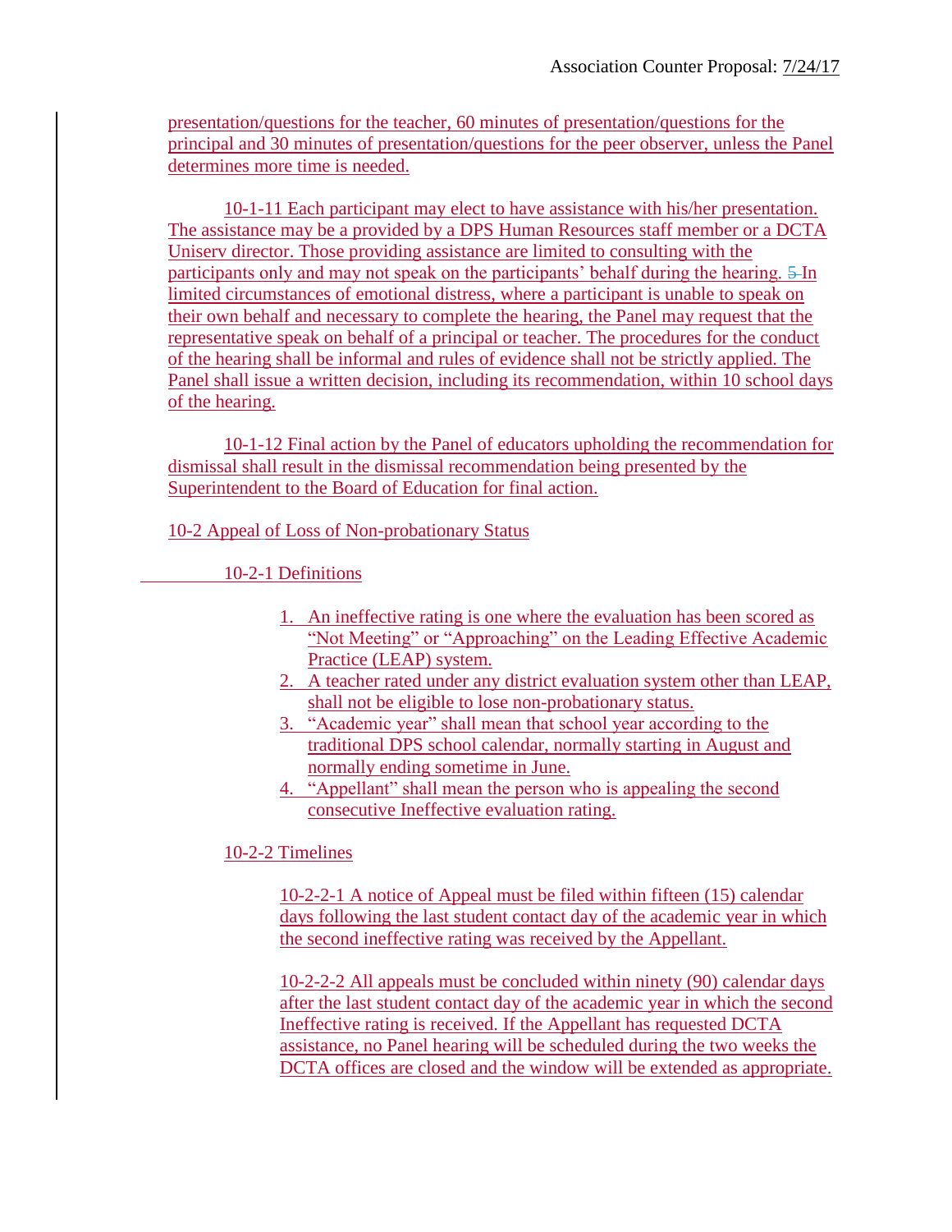presentation/questions for the teacher, 60 minutes of presentation/questions for the principal and 30 minutes of presentation/questions for the peer observer, unless the Panel determines more time is needed.

10-1-11 Each participant may elect to have assistance with his/her presentation. The assistance may be a provided by a DPS Human Resources staff member or a DCTA Uniserv director. Those providing assistance are limited to consulting with the participants only and may not speak on the participants' behalf during the hearing. 5 In limited circumstances of emotional distress, where a participant is unable to speak on their own behalf and necessary to complete the hearing, the Panel may request that the representative speak on behalf of a principal or teacher. The procedures for the conduct of the hearing shall be informal and rules of evidence shall not be strictly applied. The Panel shall issue a written decision, including its recommendation, within 10 school days of the hearing.

10-1-12 Final action by the Panel of educators upholding the recommendation for dismissal shall result in the dismissal recommendation being presented by the Superintendent to the Board of Education for final action.

10-2 Appeal of Loss of Non-probationary Status

10-2-1 Definitions

1. An ineffective rating is one where the evaluation has been scored as "Not Meeting" or "Approaching" on the Leading Effective Academic Practice (LEAP) system.
2. A teacher rated under any district evaluation system other than LEAP, shall not be eligible to lose non-probationary status.
3. "Academic year" shall mean that school year according to the traditional DPS school calendar, normally starting in August and normally ending sometime in June.
4. "Appellant" shall mean the person who is appealing the second consecutive Ineffective evaluation rating.

10-2-2 Timelines

10-2-2-1 A notice of Appeal must be filed within fifteen (15) calendar days following the last student contact day of the academic year in which the second ineffective rating was received by the Appellant.

10-2-2-2 All appeals must be concluded within ninety (90) calendar days after the last student contact day of the academic year in which the second Ineffective rating is received. If the Appellant has requested DCTA assistance, no Panel hearing will be scheduled during the two weeks the DCTA offices are closed and the window will be extended as appropriate.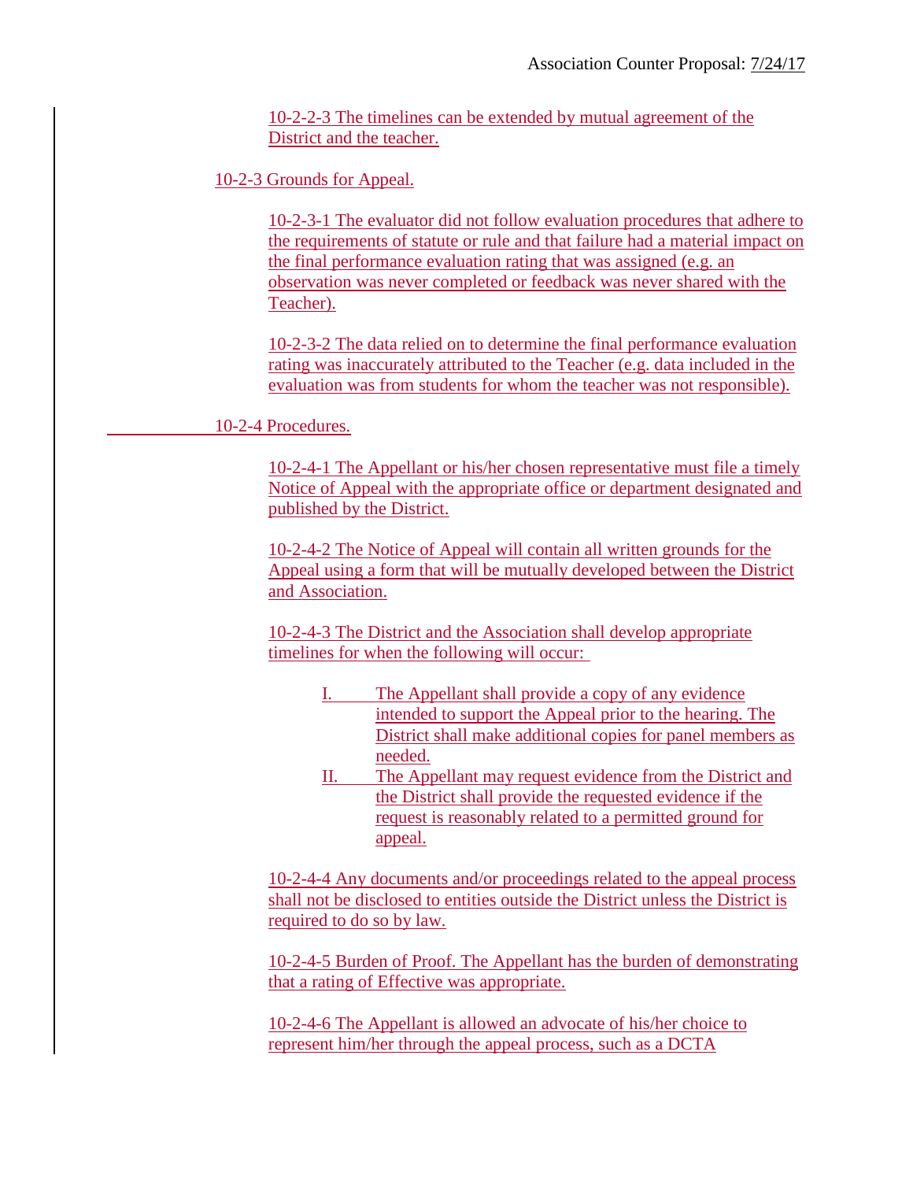10-2-2-3 The timelines can be extended by mutual agreement of the District and the teacher.

10-2-3 Grounds for Appeal.

10-2-3-1 The evaluator did not follow evaluation procedures that adhere to the requirements of statute or rule and that failure had a material impact on the final performance evaluation rating that was assigned (e.g. an observation was never completed or feedback was never shared with the Teacher).

10-2-3-2 The data relied on to determine the final performance evaluation rating was inaccurately attributed to the Teacher (e.g. data included in the evaluation was from students for whom the teacher was not responsible).

10-2-4 Procedures.

10-2-4-1 The Appellant or his/her chosen representative must file a timely Notice of Appeal with the appropriate office or department designated and published by the District.

10-2-4-2 The Notice of Appeal will contain all written grounds for the Appeal using a form that will be mutually developed between the District and Association.

10-2-4-3 The District and the Association shall develop appropriate timelines for when the following will occur:

I. The Appellant shall provide a copy of any evidence intended to support the Appeal prior to the hearing. The District shall make additional copies for panel members as needed.

II. The Appellant may request evidence from the District and the District shall provide the requested evidence if the request is reasonably related to a permitted ground for appeal.

10-2-4-4 Any documents and/or proceedings related to the appeal process shall not be disclosed to entities outside the District unless the District is required to do so by law.

10-2-4-5 Burden of Proof. The Appellant has the burden of demonstrating that a rating of Effective was appropriate.

10-2-4-6 The Appellant is allowed an advocate of his/her choice to represent him/her through the appeal process, such as a DCTA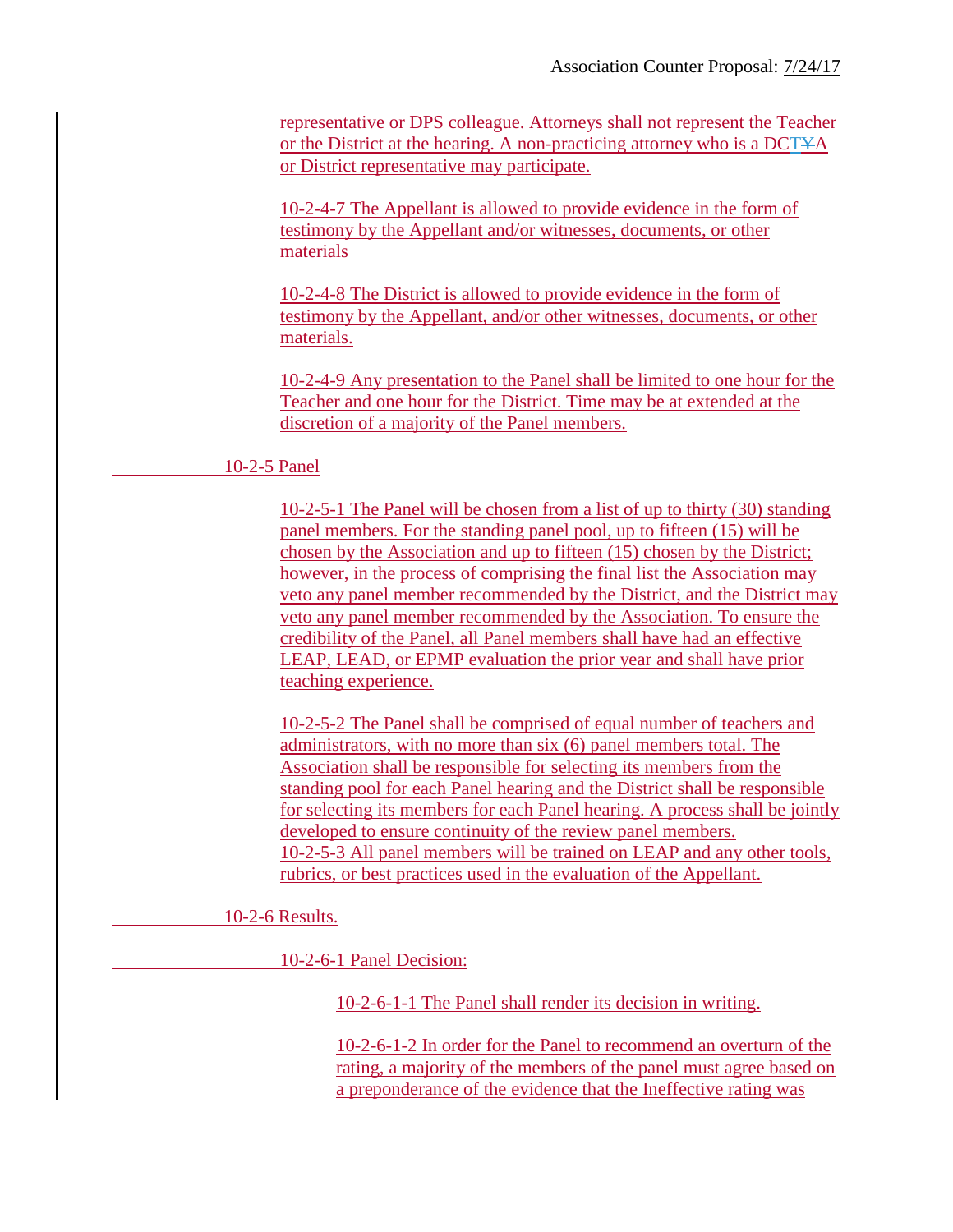representative or DPS colleague. Attorneys shall not represent the Teacher or the District at the hearing. A non-practicing attorney who is a DCTA or District representative may participate.

10-2-4-7 The Appellant is allowed to provide evidence in the form of testimony by the Appellant and/or witnesses, documents, or other materials

10-2-4-8 The District is allowed to provide evidence in the form of testimony by the Appellant, and/or other witnesses, documents, or other materials.

10-2-4-9 Any presentation to the Panel shall be limited to one hour for the Teacher and one hour for the District. Time may be at extended at the discretion of a majority of the Panel members.

10-2-5 Panel

10-2-5-1 The Panel will be chosen from a list of up to thirty (30) standing panel members. For the standing panel pool, up to fifteen (15) will be chosen by the Association and up to fifteen (15) chosen by the District; however, in the process of comprising the final list the Association may veto any panel member recommended by the District, and the District may veto any panel member recommended by the Association. To ensure the credibility of the Panel, all Panel members shall have had an effective LEAP, LEAD, or EPMP evaluation the prior year and shall have prior teaching experience.

10-2-5-2 The Panel shall be comprised of equal number of teachers and administrators, with no more than six (6) panel members total. The Association shall be responsible for selecting its members from the standing pool for each Panel hearing and the District shall be responsible for selecting its members for each Panel hearing. A process shall be jointly developed to ensure continuity of the review panel members.
10-2-5-3 All panel members will be trained on LEAP and any other tools, rubrics, or best practices used in the evaluation of the Appellant.

10-2-6 Results.

10-2-6-1 Panel Decision:

10-2-6-1-1 The Panel shall render its decision in writing.

10-2-6-1-2 In order for the Panel to recommend an overturn of the rating, a majority of the members of the panel must agree based on a preponderance of the evidence that the Ineffective rating was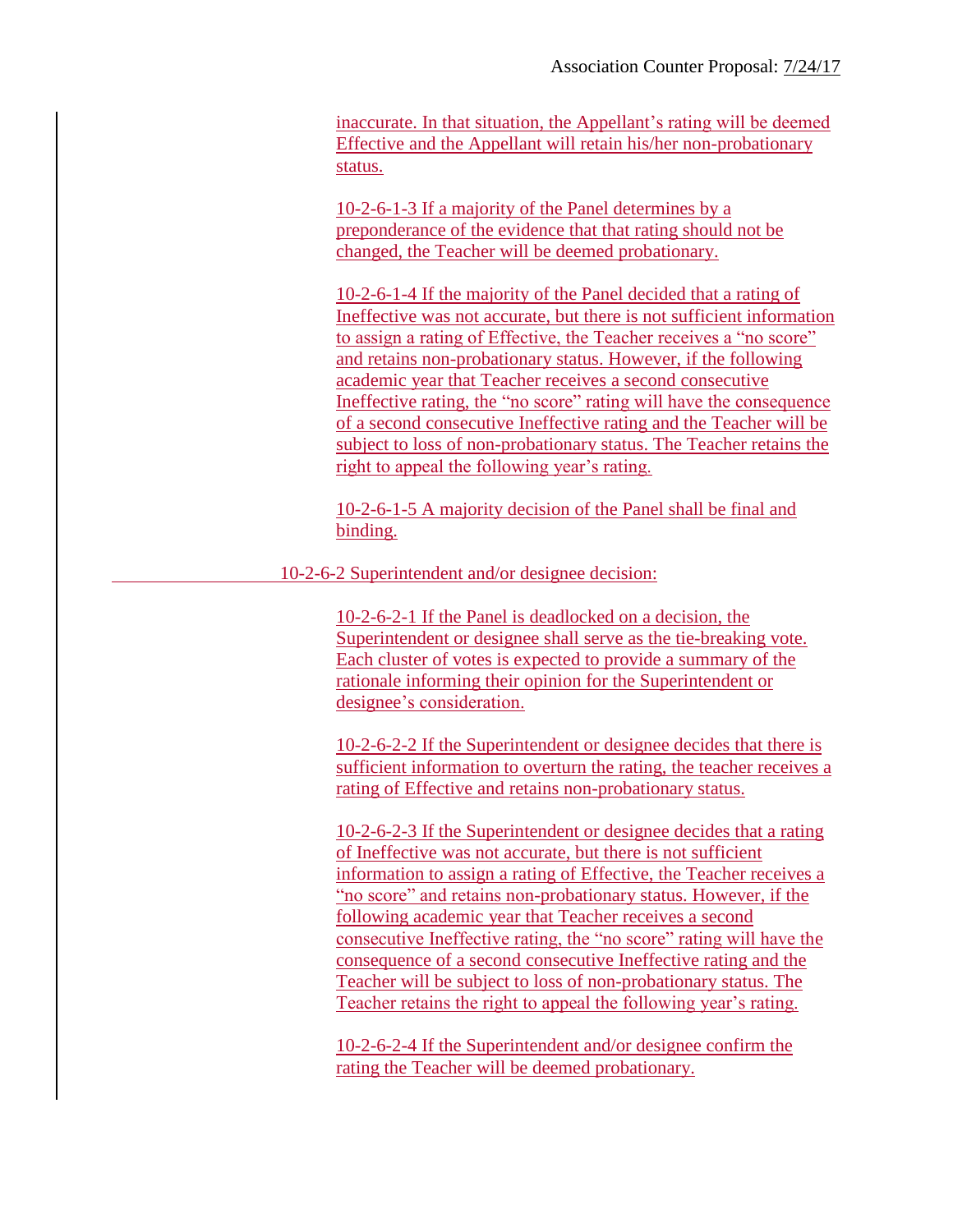inaccurate. In that situation, the Appellant's rating will be deemed Effective and the Appellant will retain his/her non-probationary status.

10-2-6-1-3 If a majority of the Panel determines by a preponderance of the evidence that that rating should not be changed, the Teacher will be deemed probationary.

10-2-6-1-4 If the majority of the Panel decided that a rating of Ineffective was not accurate, but there is not sufficient information to assign a rating of Effective, the Teacher receives a "no score" and retains non-probationary status. However, if the following academic year that Teacher receives a second consecutive Ineffective rating, the "no score" rating will have the consequence of a second consecutive Ineffective rating and the Teacher will be subject to loss of non-probationary status. The Teacher retains the right to appeal the following year's rating.

10-2-6-1-5 A majority decision of the Panel shall be final and binding.

10-2-6-2 Superintendent and/or designee decision:

10-2-6-2-1 If the Panel is deadlocked on a decision, the Superintendent or designee shall serve as the tie-breaking vote. Each cluster of votes is expected to provide a summary of the rationale informing their opinion for the Superintendent or designee's consideration.

10-2-6-2-2 If the Superintendent or designee decides that there is sufficient information to overturn the rating, the teacher receives a rating of Effective and retains non-probationary status.

10-2-6-2-3 If the Superintendent or designee decides that a rating of Ineffective was not accurate, but there is not sufficient information to assign a rating of Effective, the Teacher receives a "no score" and retains non-probationary status. However, if the following academic year that Teacher receives a second consecutive Ineffective rating, the "no score" rating will have the consequence of a second consecutive Ineffective rating and the Teacher will be subject to loss of non-probationary status. The Teacher retains the right to appeal the following year's rating.

10-2-6-2-4 If the Superintendent and/or designee confirm the rating the Teacher will be deemed probationary.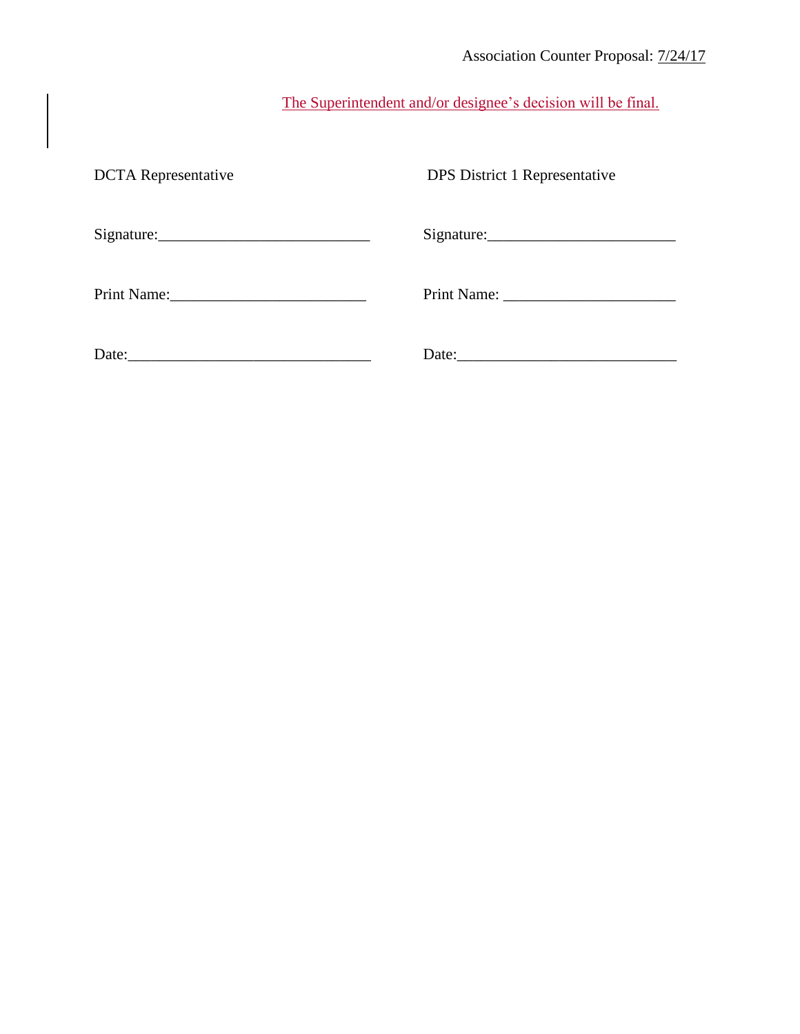Association Counter Proposal: 7/24/17

The Superintendent and/or designee's decision will be final.

| DCTA Representative | DPS District 1 Representative |
| --- | --- |
| Signature:___________________________ | Signature:________________________ |
| Print Name:_________________________ | Print Name: ______________________ |
| Date:______________________________ | Date:___________________________ |